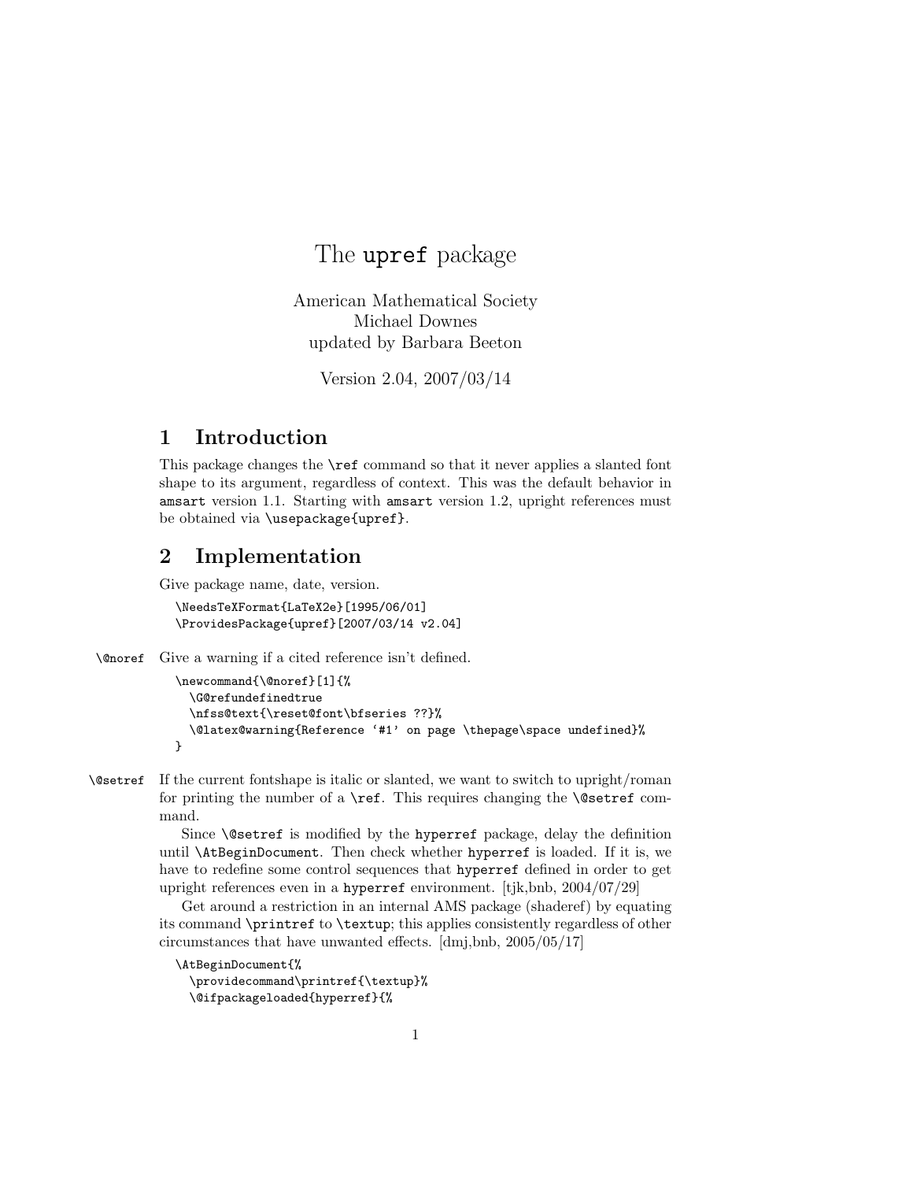# The `upref` package

American Mathematical Society
Michael Downes
updated by Barbara Beeton

Version 2.04, 2007/03/14

## 1 Introduction

This package changes the `\ref` command so that it never applies a slanted font shape to its argument, regardless of context. This was the default behavior in `amsart` version 1.1. Starting with `amsart` version 1.2, upright references must be obtained via `\usepackage{upref}`.

## 2 Implementation

Give package name, date, version.

```
\NeedsTeXFormat{LaTeX2e}[1995/06/01]
\ProvidesPackage{upref}[2007/03/14 v2.04]
```

`\@noref` Give a warning if a cited reference isn't defined.

```
\newcommand{\@noref}[1]{%
  \G@refundefinedtrue
  \nfss@text{\reset@font\bfseries ??}%
  \@latex@warning{Reference `#1' on page \thepage\space undefined}%
}
```

`\@setref` If the current fontshape is italic or slanted, we want to switch to upright/roman for printing the number of a `\ref`. This requires changing the `\@setref` command.

Since `\@setref` is modified by the `hyperref` package, delay the definition until `\AtBeginDocument`. Then check whether `hyperref` is loaded. If it is, we have to redefine some control sequences that `hyperref` defined in order to get upright references even in a `hyperref` environment. [tjk,bnb, 2004/07/29]

Get around a restriction in an internal AMS package (shaderef) by equating its command `\printref` to `\textup`; this applies consistently regardless of other circumstances that have unwanted effects. [dmj,bnb, 2005/05/17]

```
\AtBeginDocument{%
  \providecommand\printref{\textup}%
  \@ifpackageloaded{hyperref}{%
```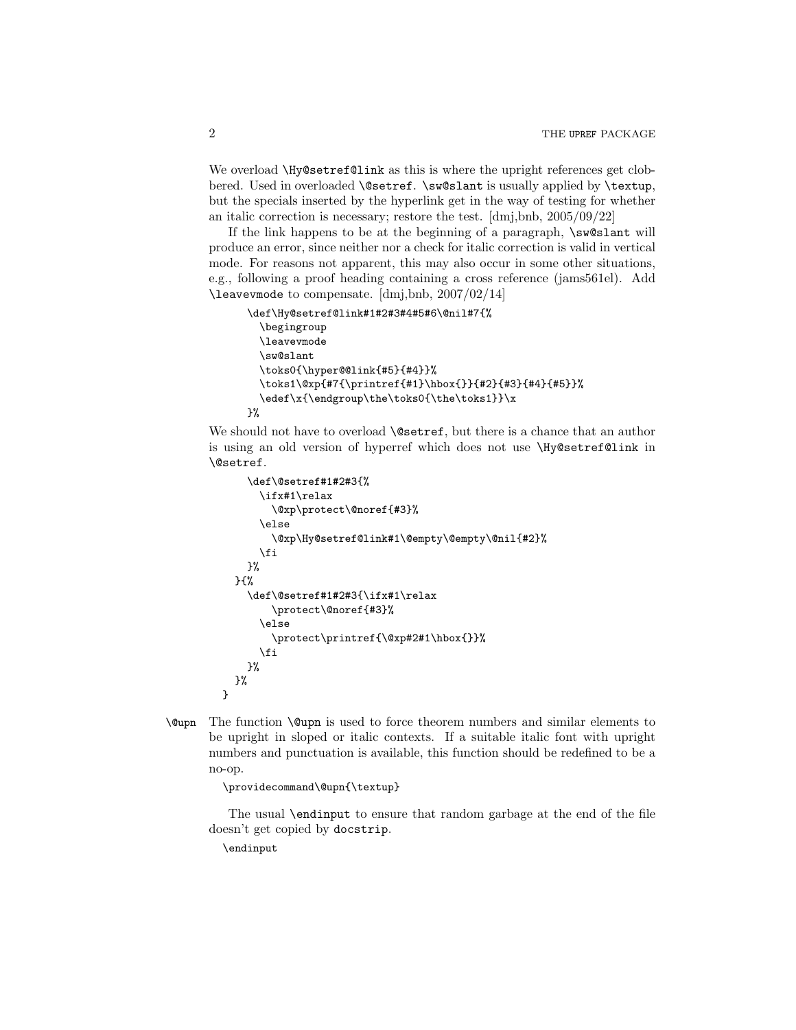We overload `\Hy@setref@link` as this is where the upright references get clobbered. Used in overloaded `\@setref`. `\sw@slant` is usually applied by `\textup`, but the specials inserted by the hyperlink get in the way of testing for whether an italic correction is necessary; restore the test. [dmj,bnb, 2005/09/22]

If the link happens to be at the beginning of a paragraph, `\sw@slant` will produce an error, since neither nor a check for italic correction is valid in vertical mode. For reasons not apparent, this may also occur in some other situations, e.g., following a proof heading containing a cross reference (jams561el). Add `\leavevmode` to compensate. [dmj,bnb, 2007/02/14]

```
      \def\Hy@setref@link#1#2#3#4#5#6\@nil#7{%
        \begingroup
        \leavevmode
        \sw@slant
        \toks0{\hyper@@link{#5}{#4}}%
        \toks1\@xp{#7{\printref{#1}\hbox{}}{#2}{#3}{#4}{#5}}%
        \edef\x{\endgroup\the\toks0{\the\toks1}}\x
      }%
```

We should not have to overload `\@setref`, but there is a chance that an author is using an old version of hyperref which does not use `\Hy@setref@link` in `\@setref`.

```
      \def\@setref#1#2#3{%
        \ifx#1\relax
          \@xp\protect\@noref{#3}%
        \else
          \@xp\Hy@setref@link#1\@empty\@empty\@nil{#2}%
        \fi
      }%
    }{%
      \def\@setref#1#2#3{\ifx#1\relax
          \protect\@noref{#3}%
        \else
          \protect\printref{\@xp#2#1\hbox{}}%
        \fi
      }%
    }%
  }
```

`\@upn` The function `\@upn` is used to force theorem numbers and similar elements to be upright in sloped or italic contexts. If a suitable italic font with upright numbers and punctuation is available, this function should be redefined to be a no-op.

```
  \providecommand\@upn{\textup}
```

The usual `\endinput` to ensure that random garbage at the end of the file doesn't get copied by `docstrip`.

```
  \endinput
```